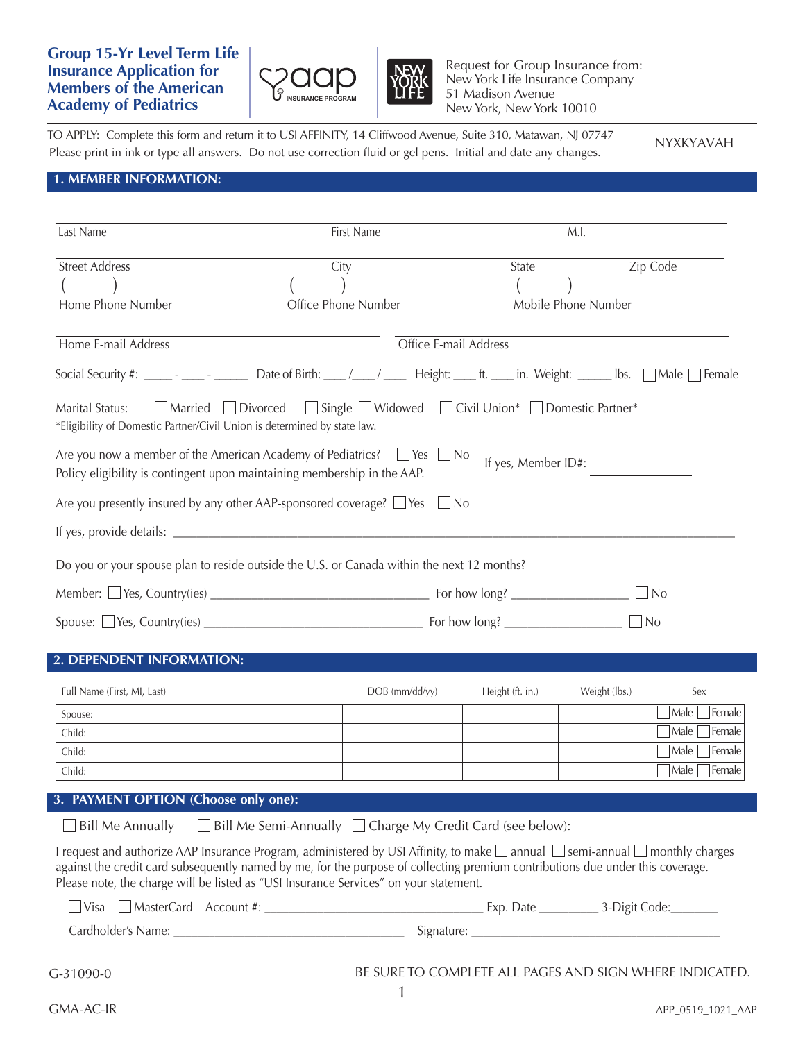# Group 15-Yr Level Term Life Insurance Application for Members of the American Academy of Pediatrics

Request for Group Insurance from:
New York Life Insurance Company
51 Madison Avenue
New York, New York 10010

TO APPLY: Complete this form and return it to USI AFFINITY, 14 Cliffwood Avenue, Suite 310, Matawan, NJ 07747
Please print in ink or type all answers. Do not use correction fluid or gel pens. Initial and date any changes.

NYXKYAVAH

## 1. MEMBER INFORMATION:

Last Name _______________ First Name _______________ M.I. _______________

Street Address _______________ City _______________ State _______________ Zip Code _______________

( ) Home Phone Number _______________ ( ) Office Phone Number _______________ ( ) Mobile Phone Number _______________

Home E-mail Address _______________ Office E-mail Address _______________

Social Security #: _____ - ____ - ______ Date of Birth: ___ /___ / ____ Height: ___ ft. ___ in. Weight: _____ lbs. ☐ Male ☐ Female

Marital Status: ☐ Married ☐ Divorced ☐ Single ☐ Widowed ☐ Civil Union* ☐ Domestic Partner*
*Eligibility of Domestic Partner/Civil Union is determined by state law.

Are you now a member of the American Academy of Pediatrics? ☐ Yes ☐ No If yes, Member ID#: _______________
Policy eligibility is contingent upon maintaining membership in the AAP.

Are you presently insured by any other AAP-sponsored coverage? ☐ Yes ☐ No

If yes, provide details: _______________

Do you or your spouse plan to reside outside the U.S. or Canada within the next 12 months?

Member: ☐ Yes, Country(ies) _______________ For how long? _______________ ☐ No

Spouse: ☐ Yes, Country(ies) _______________ For how long? _______________ ☐ No

## 2. DEPENDENT INFORMATION:

| Full Name (First, MI, Last) | DOB (mm/dd/yy) | Height (ft. in.) | Weight (lbs.) | Sex |
|---|---|---|---|---|
| Spouse: | | | | ☐ Male ☐ Female |
| Child: | | | | ☐ Male ☐ Female |
| Child: | | | | ☐ Male ☐ Female |
| Child: | | | | ☐ Male ☐ Female |

## 3. PAYMENT OPTION (Choose only one):

☐ Bill Me Annually ☐ Bill Me Semi-Annually ☐ Charge My Credit Card (see below):

I request and authorize AAP Insurance Program, administered by USI Affinity, to make ☐ annual ☐ semi-annual ☐ monthly charges against the credit card subsequently named by me, for the purpose of collecting premium contributions due under this coverage. Please note, the charge will be listed as "USI Insurance Services" on your statement.

☐ Visa ☐ MasterCard Account #: _______________ Exp. Date _________ 3-Digit Code:_______

Cardholder's Name: _______________ Signature: _______________

G-31090-0

BE SURE TO COMPLETE ALL PAGES AND SIGN WHERE INDICATED.

GMA-AC-IR

APP_0519_1021_AAP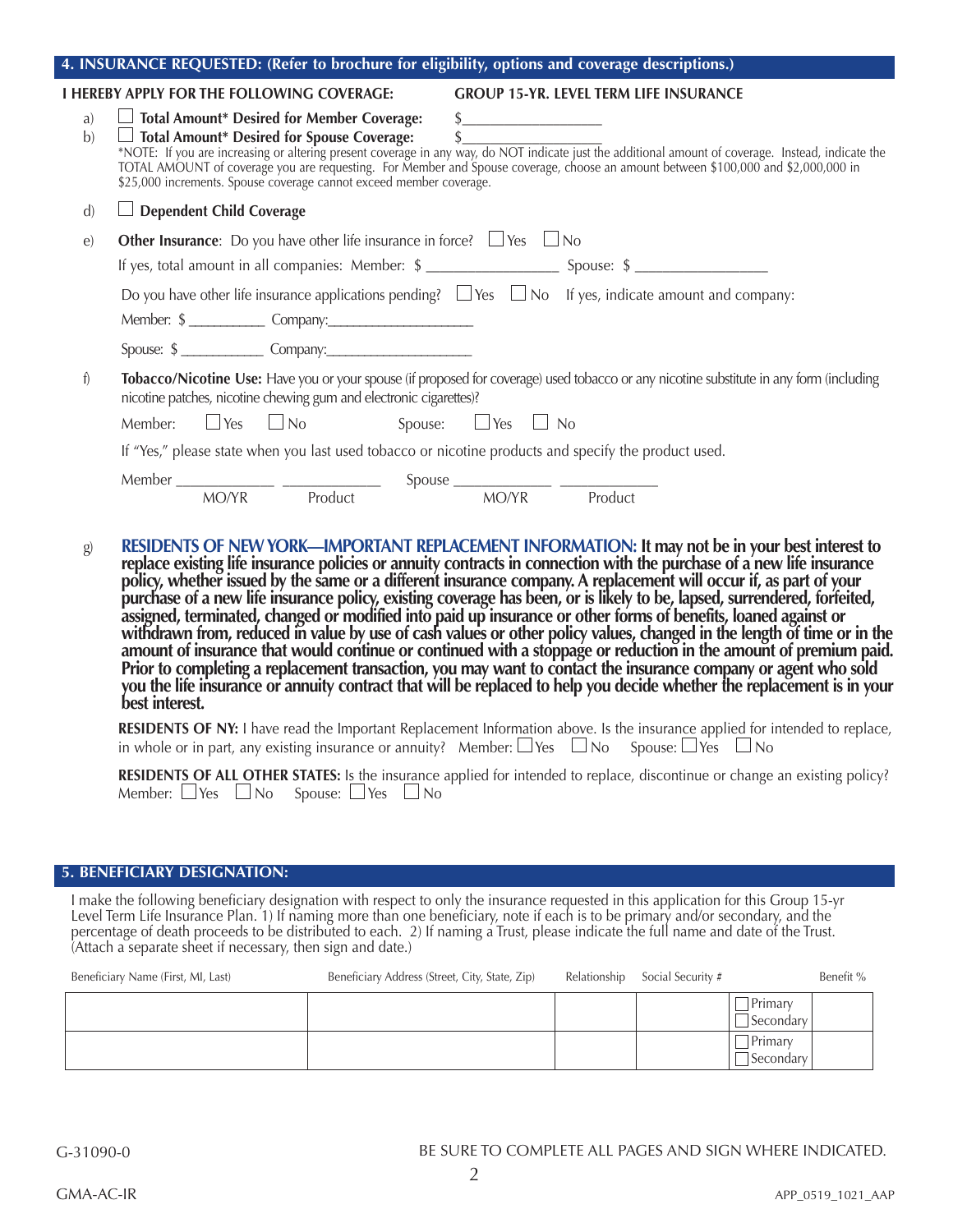## 4. INSURANCE REQUESTED: (Refer to brochure for eligibility, options and coverage descriptions.)

**I HEREBY APPLY FOR THE FOLLOWING COVERAGE:** **GROUP 15-YR. LEVEL TERM LIFE INSURANCE**

a) ☐ **Total Amount* Desired for Member Coverage:** $__________________

b) ☐ **Total Amount* Desired for Spouse Coverage:** $__________________

*NOTE: If you are increasing or altering present coverage in any way, do NOT indicate just the additional amount of coverage. Instead, indicate the TOTAL AMOUNT of coverage you are requesting. For Member and Spouse coverage, choose an amount between $100,000 and $2,000,000 in $25,000 increments. Spouse coverage cannot exceed member coverage.

d) ☐ **Dependent Child Coverage**

e) **Other Insurance**: Do you have other life insurance in force? ☐ Yes ☐ No

If yes, total amount in all companies: Member: $ _________________ Spouse: $ _________________

Do you have other life insurance applications pending? ☐ Yes ☐ No If yes, indicate amount and company:

Member: $ __________ Company:___________________

Spouse: $ ___________ Company:___________________

f) **Tobacco/Nicotine Use:** Have you or your spouse (if proposed for coverage) used tobacco or any nicotine substitute in any form (including nicotine patches, nicotine chewing gum and electronic cigarettes)?

Member: ☐ Yes ☐ No Spouse: ☐ Yes ☐ No

If "Yes," please state when you last used tobacco or nicotine products and specify the product used.

Member ____________ ____________ Spouse ____________ ____________
MO/YR Product MO/YR Product

g) **RESIDENTS OF NEW YORK—IMPORTANT REPLACEMENT INFORMATION: It may not be in your best interest to replace existing life insurance policies or annuity contracts in connection with the purchase of a new life insurance policy, whether issued by the same or a different insurance company. A replacement will occur if, as part of your purchase of a new life insurance policy, existing coverage has been, or is likely to be, lapsed, surrendered, forfeited, assigned, terminated, changed or modified into paid up insurance or other forms of benefits, loaned against or withdrawn from, reduced in value by use of cash values or other policy values, changed in the length of time or in the amount of insurance that would continue or continued with a stoppage or reduction in the amount of premium paid. Prior to completing a replacement transaction, you may want to contact the insurance company or agent who sold you the life insurance or annuity contract that will be replaced to help you decide whether the replacement is in your best interest.**

**RESIDENTS OF NY:** I have read the Important Replacement Information above. Is the insurance applied for intended to replace, in whole or in part, any existing insurance or annuity? Member: ☐ Yes ☐ No Spouse: ☐ Yes ☐ No

**RESIDENTS OF ALL OTHER STATES:** Is the insurance applied for intended to replace, discontinue or change an existing policy? Member: ☐ Yes ☐ No Spouse: ☐ Yes ☐ No

## 5. BENEFICIARY DESIGNATION:

I make the following beneficiary designation with respect to only the insurance requested in this application for this Group 15-yr Level Term Life Insurance Plan. 1) If naming more than one beneficiary, note if each is to be primary and/or secondary, and the percentage of death proceeds to be distributed to each. 2) If naming a Trust, please indicate the full name and date of the Trust. (Attach a separate sheet if necessary, then sign and date.)

| Beneficiary Name (First, MI, Last) | Beneficiary Address (Street, City, State, Zip) | Relationship | Social Security # | | Benefit % |
|---|---|---|---|---|---|
| | | | | ☐ Primary ☐ Secondary | |
| | | | | ☐ Primary ☐ Secondary | |

G-31090-0

BE SURE TO COMPLETE ALL PAGES AND SIGN WHERE INDICATED.

GMA-AC-IR

APP_0519_1021_AAP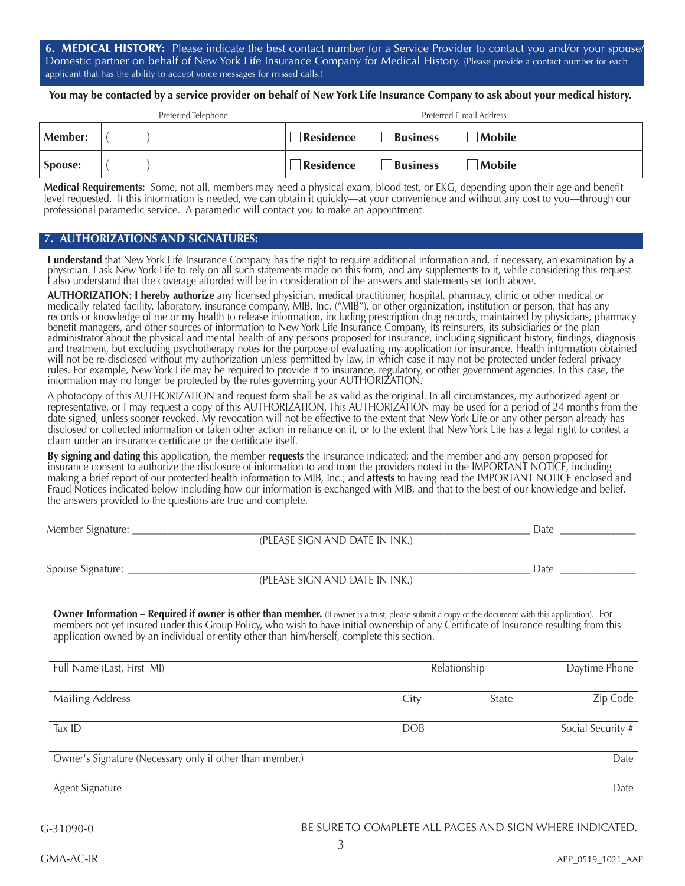## 6. MEDICAL HISTORY: Please indicate the best contact number for a Service Provider to contact you and/or your spouse/ Domestic partner on behalf of New York Life Insurance Company for Medical History. (Please provide a contact number for each applicant that has the ability to accept voice messages for missed calls.)

**You may be contacted by a service provider on behalf of New York Life Insurance Company to ask about your medical history.**

| | Preferred Telephone | Preferred E-mail Address | | |
|---|---|---|---|---|
| **Member:** | (        ) | ☐ **Residence** | ☐ **Business** | ☐ **Mobile** |
| **Spouse:** | (        ) | ☐ **Residence** | ☐ **Business** | ☐ **Mobile** |

**Medical Requirements:** Some, not all, members may need a physical exam, blood test, or EKG, depending upon their age and benefit level requested. If this information is needed, we can obtain it quickly—at your convenience and without any cost to you—through our professional paramedic service. A paramedic will contact you to make an appointment.

## 7. AUTHORIZATIONS AND SIGNATURES:

**I understand** that New York Life Insurance Company has the right to require additional information and, if necessary, an examination by a physician. I ask New York Life to rely on all such statements made on this form, and any supplements to it, while considering this request. I also understand that the coverage afforded will be in consideration of the answers and statements set forth above.

**AUTHORIZATION: I hereby authorize** any licensed physician, medical practitioner, hospital, pharmacy, clinic or other medical or medically related facility, laboratory, insurance company, MIB, Inc. ("MIB"), or other organization, institution or person, that has any records or knowledge of me or my health to release information, including prescription drug records, maintained by physicians, pharmacy benefit managers, and other sources of information to New York Life Insurance Company, its reinsurers, its subsidiaries or the plan administrator about the physical and mental health of any persons proposed for insurance, including significant history, findings, diagnosis and treatment, but excluding psychotherapy notes for the purpose of evaluating my application for insurance. Health information obtained will not be re-disclosed without my authorization unless permitted by law, in which case it may not be protected under federal privacy rules. For example, New York Life may be required to provide it to insurance, regulatory, or other government agencies. In this case, the information may no longer be protected by the rules governing your AUTHORIZATION.

A photocopy of this AUTHORIZATION and request form shall be as valid as the original. In all circumstances, my authorized agent or representative, or I may request a copy of this AUTHORIZATION. This AUTHORIZATION may be used for a period of 24 months from the date signed, unless sooner revoked. My revocation will not be effective to the extent that New York Life or any other person already has disclosed or collected information or taken other action in reliance on it, or to the extent that New York Life has a legal right to contest a claim under an insurance certificate or the certificate itself.

**By signing and dating** this application, the member **requests** the insurance indicated; and the member and any person proposed for insurance consent to authorize the disclosure of information to and from the providers noted in the IMPORTANT NOTICE, including making a brief report of our protected health information to MIB, Inc.; and **attests** to having read the IMPORTANT NOTICE enclosed and Fraud Notices indicated below including how our information is exchanged with MIB, and that to the best of our knowledge and belief, the answers provided to the questions are true and complete.

Member Signature: ______________________________________________ Date ____________
(PLEASE SIGN AND DATE IN INK.)

Spouse Signature: ______________________________________________ Date ____________
(PLEASE SIGN AND DATE IN INK.)

**Owner Information – Required if owner is other than member.** (If owner is a trust, please submit a copy of the document with this application). For members not yet insured under this Group Policy, who wish to have initial ownership of any Certificate of Insurance resulting from this application owned by an individual or entity other than him/herself, complete this section.

| Full Name (Last, First MI) | Relationship | | Daytime Phone |
|---|---|---|---|
| Mailing Address | City | State | Zip Code |
| Tax ID | DOB | | Social Security # |
| Owner's Signature (Necessary only if other than member.) | | | Date |
| Agent Signature | | | Date |

G-31090-0

BE SURE TO COMPLETE ALL PAGES AND SIGN WHERE INDICATED.

GMA-AC-IR

APP_0519_1021_AAP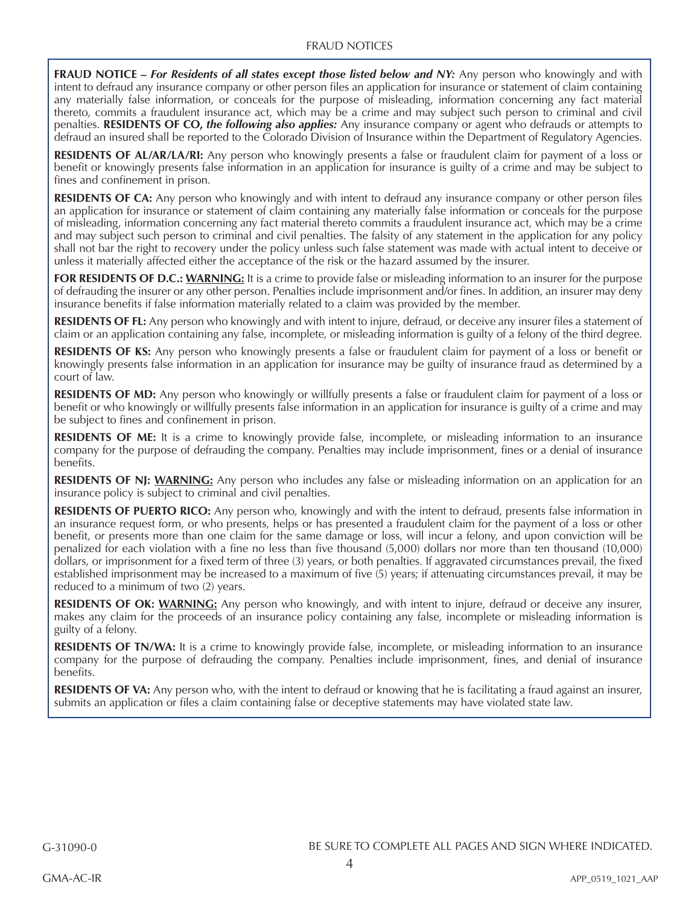# FRAUD NOTICES

**FRAUD NOTICE – *For Residents of all states except those listed below and NY:*** Any person who knowingly and with intent to defraud any insurance company or other person files an application for insurance or statement of claim containing any materially false information, or conceals for the purpose of misleading, information concerning any fact material thereto, commits a fraudulent insurance act, which may be a crime and may subject such person to criminal and civil penalties. **RESIDENTS OF CO, *the following also applies:*** Any insurance company or agent who defrauds or attempts to defraud an insured shall be reported to the Colorado Division of Insurance within the Department of Regulatory Agencies.

**RESIDENTS OF AL/AR/LA/RI:** Any person who knowingly presents a false or fraudulent claim for payment of a loss or benefit or knowingly presents false information in an application for insurance is guilty of a crime and may be subject to fines and confinement in prison.

**RESIDENTS OF CA:** Any person who knowingly and with intent to defraud any insurance company or other person files an application for insurance or statement of claim containing any materially false information or conceals for the purpose of misleading, information concerning any fact material thereto commits a fraudulent insurance act, which may be a crime and may subject such person to criminal and civil penalties. The falsity of any statement in the application for any policy shall not bar the right to recovery under the policy unless such false statement was made with actual intent to deceive or unless it materially affected either the acceptance of the risk or the hazard assumed by the insurer.

**FOR RESIDENTS OF D.C.: <u>WARNING:</u>** It is a crime to provide false or misleading information to an insurer for the purpose of defrauding the insurer or any other person. Penalties include imprisonment and/or fines. In addition, an insurer may deny insurance benefits if false information materially related to a claim was provided by the member.

**RESIDENTS OF FL:** Any person who knowingly and with intent to injure, defraud, or deceive any insurer files a statement of claim or an application containing any false, incomplete, or misleading information is guilty of a felony of the third degree.

**RESIDENTS OF KS:** Any person who knowingly presents a false or fraudulent claim for payment of a loss or benefit or knowingly presents false information in an application for insurance may be guilty of insurance fraud as determined by a court of law.

**RESIDENTS OF MD:** Any person who knowingly or willfully presents a false or fraudulent claim for payment of a loss or benefit or who knowingly or willfully presents false information in an application for insurance is guilty of a crime and may be subject to fines and confinement in prison.

**RESIDENTS OF ME:** It is a crime to knowingly provide false, incomplete, or misleading information to an insurance company for the purpose of defrauding the company. Penalties may include imprisonment, fines or a denial of insurance benefits.

**RESIDENTS OF NJ: <u>WARNING:</u>** Any person who includes any false or misleading information on an application for an insurance policy is subject to criminal and civil penalties.

**RESIDENTS OF PUERTO RICO:** Any person who, knowingly and with the intent to defraud, presents false information in an insurance request form, or who presents, helps or has presented a fraudulent claim for the payment of a loss or other benefit, or presents more than one claim for the same damage or loss, will incur a felony, and upon conviction will be penalized for each violation with a fine no less than five thousand (5,000) dollars nor more than ten thousand (10,000) dollars, or imprisonment for a fixed term of three (3) years, or both penalties. If aggravated circumstances prevail, the fixed established imprisonment may be increased to a maximum of five (5) years; if attenuating circumstances prevail, it may be reduced to a minimum of two (2) years.

**RESIDENTS OF OK: <u>WARNING:</u>** Any person who knowingly, and with intent to injure, defraud or deceive any insurer, makes any claim for the proceeds of an insurance policy containing any false, incomplete or misleading information is guilty of a felony.

**RESIDENTS OF TN/WA:** It is a crime to knowingly provide false, incomplete, or misleading information to an insurance company for the purpose of defrauding the company. Penalties include imprisonment, fines, and denial of insurance benefits.

**RESIDENTS OF VA:** Any person who, with the intent to defraud or knowing that he is facilitating a fraud against an insurer, submits an application or files a claim containing false or deceptive statements may have violated state law.

G-31090-0

BE SURE TO COMPLETE ALL PAGES AND SIGN WHERE INDICATED.

GMA-AC-IR

APP_0519_1021_AAP